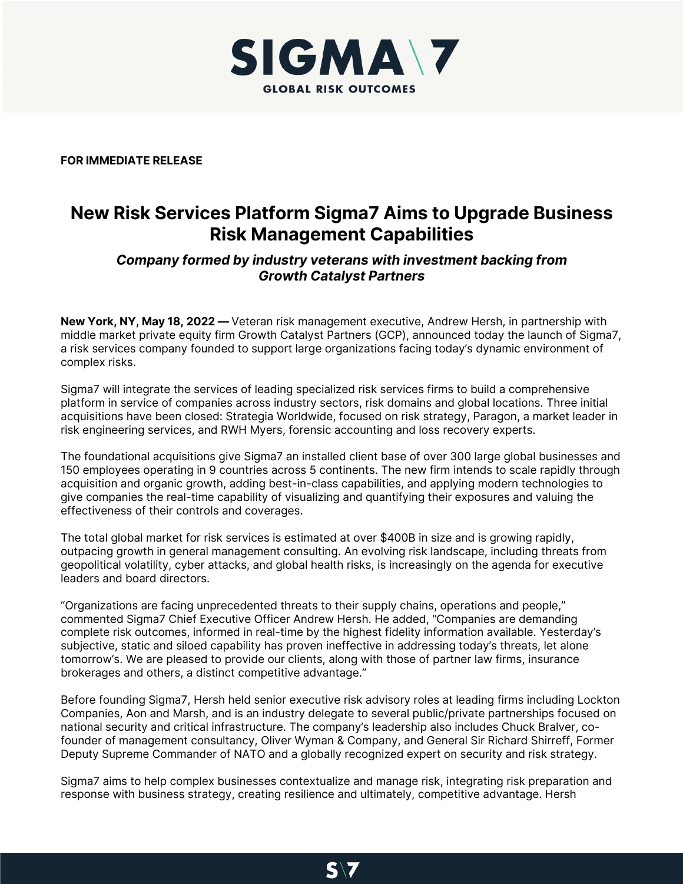**SIGMA\7**
**GLOBAL RISK OUTCOMES**

**FOR IMMEDIATE RELEASE**

# New Risk Services Platform Sigma7 Aims to Upgrade Business Risk Management Capabilities

### *Company formed by industry veterans with investment backing from Growth Catalyst Partners*

**New York, NY, May 18, 2022 —** Veteran risk management executive, Andrew Hersh, in partnership with middle market private equity firm Growth Catalyst Partners (GCP), announced today the launch of Sigma7, a risk services company founded to support large organizations facing today's dynamic environment of complex risks.

Sigma7 will integrate the services of leading specialized risk services firms to build a comprehensive platform in service of companies across industry sectors, risk domains and global locations. Three initial acquisitions have been closed: Strategia Worldwide, focused on risk strategy, Paragon, a market leader in risk engineering services, and RWH Myers, forensic accounting and loss recovery experts.

The foundational acquisitions give Sigma7 an installed client base of over 300 large global businesses and 150 employees operating in 9 countries across 5 continents. The new firm intends to scale rapidly through acquisition and organic growth, adding best-in-class capabilities, and applying modern technologies to give companies the real-time capability of visualizing and quantifying their exposures and valuing the effectiveness of their controls and coverages.

The total global market for risk services is estimated at over $400B in size and is growing rapidly, outpacing growth in general management consulting. An evolving risk landscape, including threats from geopolitical volatility, cyber attacks, and global health risks, is increasingly on the agenda for executive leaders and board directors.

"Organizations are facing unprecedented threats to their supply chains, operations and people," commented Sigma7 Chief Executive Officer Andrew Hersh. He added, "Companies are demanding complete risk outcomes, informed in real-time by the highest fidelity information available. Yesterday's subjective, static and siloed capability has proven ineffective in addressing today's threats, let alone tomorrow's. We are pleased to provide our clients, along with those of partner law firms, insurance brokerages and others, a distinct competitive advantage."

Before founding Sigma7, Hersh held senior executive risk advisory roles at leading firms including Lockton Companies, Aon and Marsh, and is an industry delegate to several public/private partnerships focused on national security and critical infrastructure. The company's leadership also includes Chuck Bralver, co-founder of management consultancy, Oliver Wyman & Company, and General Sir Richard Shirreff, Former Deputy Supreme Commander of NATO and a globally recognized expert on security and risk strategy.

Sigma7 aims to help complex businesses contextualize and manage risk, integrating risk preparation and response with business strategy, creating resilience and ultimately, competitive advantage. Hersh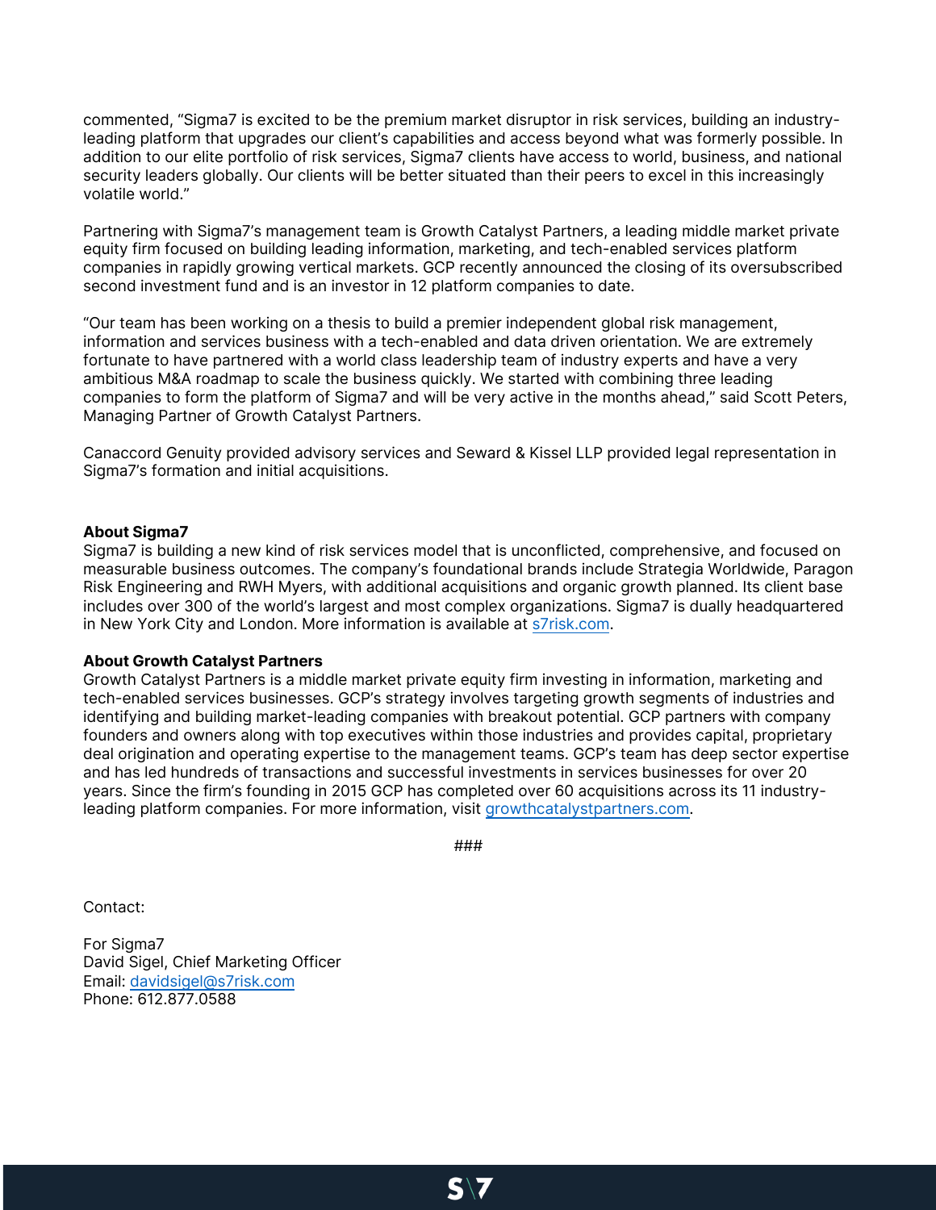commented, "Sigma7 is excited to be the premium market disruptor in risk services, building an industry-leading platform that upgrades our client's capabilities and access beyond what was formerly possible. In addition to our elite portfolio of risk services, Sigma7 clients have access to world, business, and national security leaders globally. Our clients will be better situated than their peers to excel in this increasingly volatile world."

Partnering with Sigma7's management team is Growth Catalyst Partners, a leading middle market private equity firm focused on building leading information, marketing, and tech-enabled services platform companies in rapidly growing vertical markets. GCP recently announced the closing of its oversubscribed second investment fund and is an investor in 12 platform companies to date.

"Our team has been working on a thesis to build a premier independent global risk management, information and services business with a tech-enabled and data driven orientation. We are extremely fortunate to have partnered with a world class leadership team of industry experts and have a very ambitious M&A roadmap to scale the business quickly. We started with combining three leading companies to form the platform of Sigma7 and will be very active in the months ahead," said Scott Peters, Managing Partner of Growth Catalyst Partners.

Canaccord Genuity provided advisory services and Seward & Kissel LLP provided legal representation in Sigma7's formation and initial acquisitions.

**About Sigma7**
Sigma7 is building a new kind of risk services model that is unconflicted, comprehensive, and focused on measurable business outcomes. The company's foundational brands include Strategia Worldwide, Paragon Risk Engineering and RWH Myers, with additional acquisitions and organic growth planned. Its client base includes over 300 of the world's largest and most complex organizations. Sigma7 is dually headquartered in New York City and London. More information is available at [s7risk.com](s7risk.com).

**About Growth Catalyst Partners**
Growth Catalyst Partners is a middle market private equity firm investing in information, marketing and tech-enabled services businesses. GCP's strategy involves targeting growth segments of industries and identifying and building market-leading companies with breakout potential. GCP partners with company founders and owners along with top executives within those industries and provides capital, proprietary deal origination and operating expertise to the management teams. GCP's team has deep sector expertise and has led hundreds of transactions and successful investments in services businesses for over 20 years. Since the firm's founding in 2015 GCP has completed over 60 acquisitions across its 11 industry-leading platform companies. For more information, visit [growthcatalystpartners.com](growthcatalystpartners.com).

###

Contact:

For Sigma7
David Sigel, Chief Marketing Officer
Email: [davidsigel@s7risk.com](mailto:davidsigel@s7risk.com)
Phone: 612.877.0588